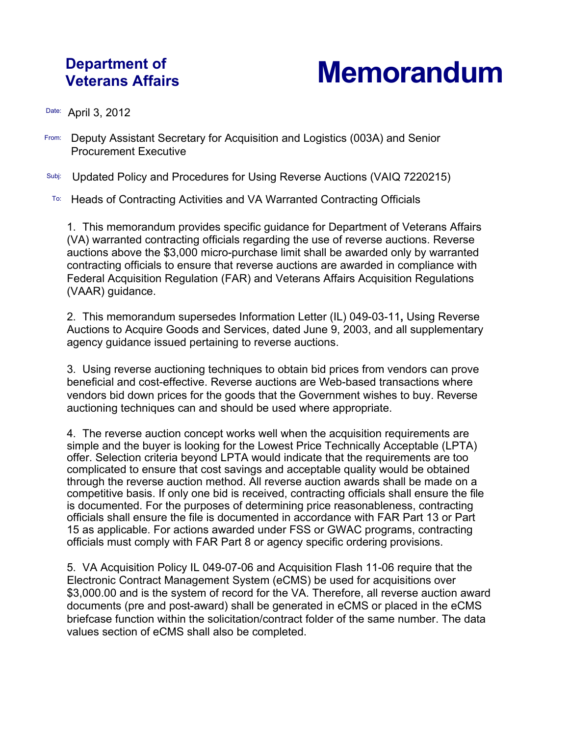**Department of Veterans Affairs**

# Memorandum

Date: April 3, 2012

From: Deputy Assistant Secretary for Acquisition and Logistics (003A) and Senior Procurement Executive

Subj: Updated Policy and Procedures for Using Reverse Auctions (VAIQ 7220215)

To: Heads of Contracting Activities and VA Warranted Contracting Officials

1. This memorandum provides specific guidance for Department of Veterans Affairs (VA) warranted contracting officials regarding the use of reverse auctions. Reverse auctions above the $3,000 micro-purchase limit shall be awarded only by warranted contracting officials to ensure that reverse auctions are awarded in compliance with Federal Acquisition Regulation (FAR) and Veterans Affairs Acquisition Regulations (VAAR) guidance.

2. This memorandum supersedes Information Letter (IL) 049-03-11**,** Using Reverse Auctions to Acquire Goods and Services, dated June 9, 2003, and all supplementary agency guidance issued pertaining to reverse auctions.

3. Using reverse auctioning techniques to obtain bid prices from vendors can prove beneficial and cost-effective. Reverse auctions are Web-based transactions where vendors bid down prices for the goods that the Government wishes to buy. Reverse auctioning techniques can and should be used where appropriate.

4. The reverse auction concept works well when the acquisition requirements are simple and the buyer is looking for the Lowest Price Technically Acceptable (LPTA) offer. Selection criteria beyond LPTA would indicate that the requirements are too complicated to ensure that cost savings and acceptable quality would be obtained through the reverse auction method. All reverse auction awards shall be made on a competitive basis. If only one bid is received, contracting officials shall ensure the file is documented. For the purposes of determining price reasonableness, contracting officials shall ensure the file is documented in accordance with FAR Part 13 or Part 15 as applicable. For actions awarded under FSS or GWAC programs, contracting officials must comply with FAR Part 8 or agency specific ordering provisions.

5. VA Acquisition Policy IL 049-07-06 and Acquisition Flash 11-06 require that the Electronic Contract Management System (eCMS) be used for acquisitions over $3,000.00 and is the system of record for the VA. Therefore, all reverse auction award documents (pre and post-award) shall be generated in eCMS or placed in the eCMS briefcase function within the solicitation/contract folder of the same number. The data values section of eCMS shall also be completed.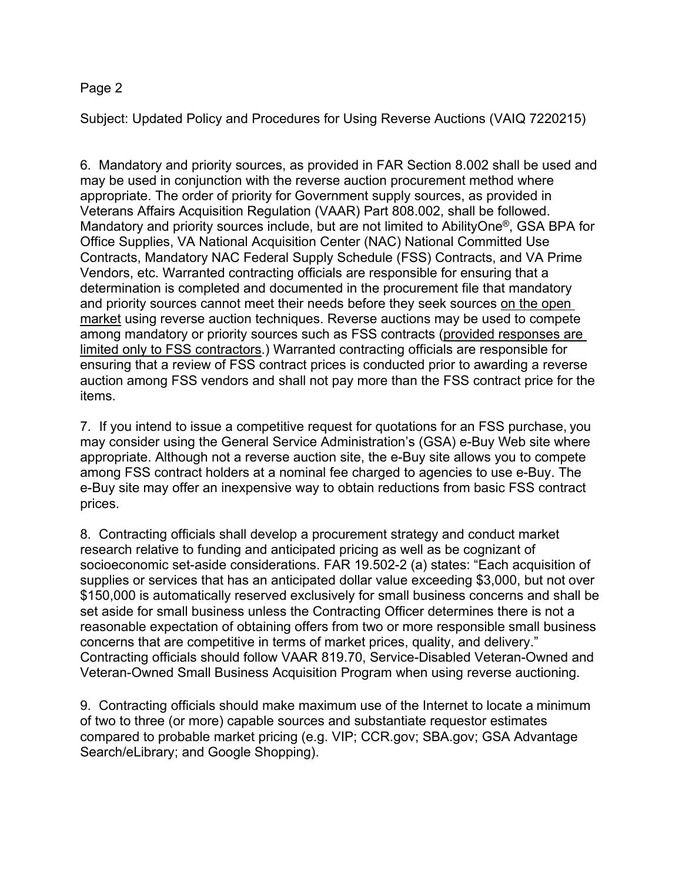Subject: Updated Policy and Procedures for Using Reverse Auctions (VAIQ 7220215)

6. Mandatory and priority sources, as provided in FAR Section 8.002 shall be used and may be used in conjunction with the reverse auction procurement method where appropriate. The order of priority for Government supply sources, as provided in Veterans Affairs Acquisition Regulation (VAAR) Part 808.002, shall be followed. Mandatory and priority sources include, but are not limited to AbilityOne®, GSA BPA for Office Supplies, VA National Acquisition Center (NAC) National Committed Use Contracts, Mandatory NAC Federal Supply Schedule (FSS) Contracts, and VA Prime Vendors, etc. Warranted contracting officials are responsible for ensuring that a determination is completed and documented in the procurement file that mandatory and priority sources cannot meet their needs before they seek sources <u>on the open market</u> using reverse auction techniques. Reverse auctions may be used to compete among mandatory or priority sources such as FSS contracts (<u>provided responses are limited only to FSS contractors</u>.) Warranted contracting officials are responsible for ensuring that a review of FSS contract prices is conducted prior to awarding a reverse auction among FSS vendors and shall not pay more than the FSS contract price for the items.

7. If you intend to issue a competitive request for quotations for an FSS purchase, you may consider using the General Service Administration's (GSA) e-Buy Web site where appropriate. Although not a reverse auction site, the e-Buy site allows you to compete among FSS contract holders at a nominal fee charged to agencies to use e-Buy. The e-Buy site may offer an inexpensive way to obtain reductions from basic FSS contract prices.

8. Contracting officials shall develop a procurement strategy and conduct market research relative to funding and anticipated pricing as well as be cognizant of socioeconomic set-aside considerations. FAR 19.502-2 (a) states: "Each acquisition of supplies or services that has an anticipated dollar value exceeding $3,000, but not over $150,000 is automatically reserved exclusively for small business concerns and shall be set aside for small business unless the Contracting Officer determines there is not a reasonable expectation of obtaining offers from two or more responsible small business concerns that are competitive in terms of market prices, quality, and delivery." Contracting officials should follow VAAR 819.70, Service-Disabled Veteran-Owned and Veteran-Owned Small Business Acquisition Program when using reverse auctioning.

9. Contracting officials should make maximum use of the Internet to locate a minimum of two to three (or more) capable sources and substantiate requestor estimates compared to probable market pricing (e.g. VIP; CCR.gov; SBA.gov; GSA Advantage Search/eLibrary; and Google Shopping).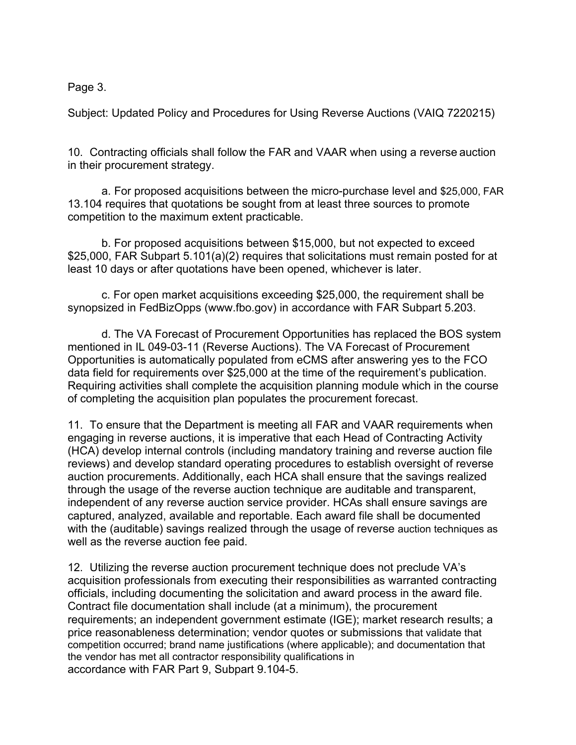Subject: Updated Policy and Procedures for Using Reverse Auctions (VAIQ 7220215)

10. Contracting officials shall follow the FAR and VAAR when using a reverse auction in their procurement strategy.

a. For proposed acquisitions between the micro-purchase level and $25,000, FAR 13.104 requires that quotations be sought from at least three sources to promote competition to the maximum extent practicable.

b. For proposed acquisitions between $15,000, but not expected to exceed $25,000, FAR Subpart 5.101(a)(2) requires that solicitations must remain posted for at least 10 days or after quotations have been opened, whichever is later.

c. For open market acquisitions exceeding $25,000, the requirement shall be synopsized in FedBizOpps (www.fbo.gov) in accordance with FAR Subpart 5.203.

d. The VA Forecast of Procurement Opportunities has replaced the BOS system mentioned in IL 049-03-11 (Reverse Auctions). The VA Forecast of Procurement Opportunities is automatically populated from eCMS after answering yes to the FCO data field for requirements over $25,000 at the time of the requirement's publication. Requiring activities shall complete the acquisition planning module which in the course of completing the acquisition plan populates the procurement forecast.

11. To ensure that the Department is meeting all FAR and VAAR requirements when engaging in reverse auctions, it is imperative that each Head of Contracting Activity (HCA) develop internal controls (including mandatory training and reverse auction file reviews) and develop standard operating procedures to establish oversight of reverse auction procurements. Additionally, each HCA shall ensure that the savings realized through the usage of the reverse auction technique are auditable and transparent, independent of any reverse auction service provider. HCAs shall ensure savings are captured, analyzed, available and reportable. Each award file shall be documented with the (auditable) savings realized through the usage of reverse auction techniques as well as the reverse auction fee paid.

12. Utilizing the reverse auction procurement technique does not preclude VA's acquisition professionals from executing their responsibilities as warranted contracting officials, including documenting the solicitation and award process in the award file. Contract file documentation shall include (at a minimum), the procurement requirements; an independent government estimate (IGE); market research results; a price reasonableness determination; vendor quotes or submissions that validate that competition occurred; brand name justifications (where applicable); and documentation that the vendor has met all contractor responsibility qualifications in accordance with FAR Part 9, Subpart 9.104-5.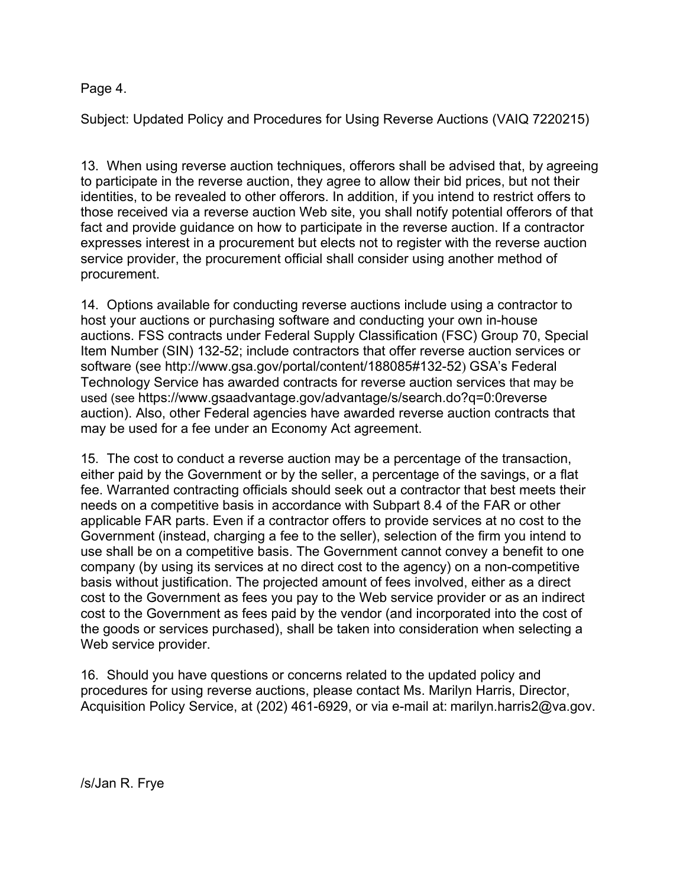Subject: Updated Policy and Procedures for Using Reverse Auctions (VAIQ 7220215)

13. When using reverse auction techniques, offerors shall be advised that, by agreeing to participate in the reverse auction, they agree to allow their bid prices, but not their identities, to be revealed to other offerors. In addition, if you intend to restrict offers to those received via a reverse auction Web site, you shall notify potential offerors of that fact and provide guidance on how to participate in the reverse auction. If a contractor expresses interest in a procurement but elects not to register with the reverse auction service provider, the procurement official shall consider using another method of procurement.

14. Options available for conducting reverse auctions include using a contractor to host your auctions or purchasing software and conducting your own in-house auctions. FSS contracts under Federal Supply Classification (FSC) Group 70, Special Item Number (SIN) 132-52; include contractors that offer reverse auction services or software (see http://www.gsa.gov/portal/content/188085#132-52) GSA's Federal Technology Service has awarded contracts for reverse auction services that may be used (see https://www.gsaadvantage.gov/advantage/s/search.do?q=0:0reverse auction). Also, other Federal agencies have awarded reverse auction contracts that may be used for a fee under an Economy Act agreement.

15. The cost to conduct a reverse auction may be a percentage of the transaction, either paid by the Government or by the seller, a percentage of the savings, or a flat fee. Warranted contracting officials should seek out a contractor that best meets their needs on a competitive basis in accordance with Subpart 8.4 of the FAR or other applicable FAR parts. Even if a contractor offers to provide services at no cost to the Government (instead, charging a fee to the seller), selection of the firm you intend to use shall be on a competitive basis. The Government cannot convey a benefit to one company (by using its services at no direct cost to the agency) on a non-competitive basis without justification. The projected amount of fees involved, either as a direct cost to the Government as fees you pay to the Web service provider or as an indirect cost to the Government as fees paid by the vendor (and incorporated into the cost of the goods or services purchased), shall be taken into consideration when selecting a Web service provider.

16. Should you have questions or concerns related to the updated policy and procedures for using reverse auctions, please contact Ms. Marilyn Harris, Director, Acquisition Policy Service, at (202) 461-6929, or via e-mail at: marilyn.harris2@va.gov.

/s/Jan R. Frye